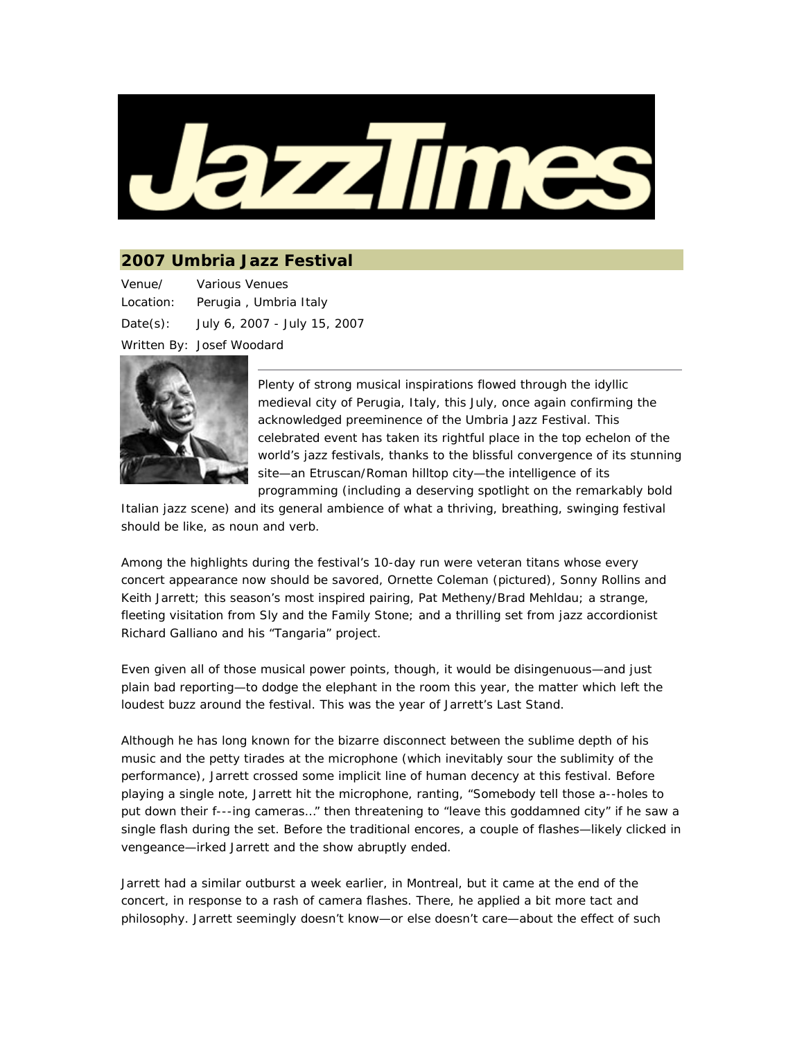# JazzTimes

## 2007 Umbria Jazz Festival

Venue/ Location: Various Venues  
Perugia , Umbria Italy

Date(s): July 6, 2007 - July 15, 2007

Written By: Josef Woodard

Plenty of strong musical inspirations flowed through the idyllic medieval city of Perugia, Italy, this July, once again confirming the acknowledged preeminence of the Umbria Jazz Festival. This celebrated event has taken its rightful place in the top echelon of the world's jazz festivals, thanks to the blissful convergence of its stunning site—an Etruscan/Roman hilltop city—the intelligence of its programming (including a deserving spotlight on the remarkably bold Italian jazz scene) and its general ambience of what a thriving, breathing, swinging festival should be like, as noun and verb.

Among the highlights during the festival's 10-day run were veteran titans whose every concert appearance now should be savored, Ornette Coleman (pictured), Sonny Rollins and Keith Jarrett; this season's most inspired pairing, Pat Metheny/Brad Mehldau; a strange, fleeting visitation from Sly and the Family Stone; and a thrilling set from jazz accordionist Richard Galliano and his "Tangaria" project.

Even given all of those musical power points, though, it would be disingenuous—and just plain bad reporting—to dodge the elephant in the room this year, the matter which left the loudest buzz around the festival. This was the year of Jarrett's Last Stand.

Although he has long known for the bizarre disconnect between the sublime depth of his music and the petty tirades at the microphone (which inevitably sour the sublimity of the performance), Jarrett crossed some implicit line of human decency at this festival. Before playing a single note, Jarrett hit the microphone, ranting, "Somebody tell those a--holes to put down their f---ing cameras..." then threatening to "leave this goddamned city" if he saw a single flash during the set. Before the traditional encores, a couple of flashes—likely clicked in vengeance—irked Jarrett and the show abruptly ended.

Jarrett had a similar outburst a week earlier, in Montreal, but it came at the end of the concert, in response to a rash of camera flashes. There, he applied a bit more tact and philosophy. Jarrett seemingly doesn't know—or else doesn't care—about the effect of such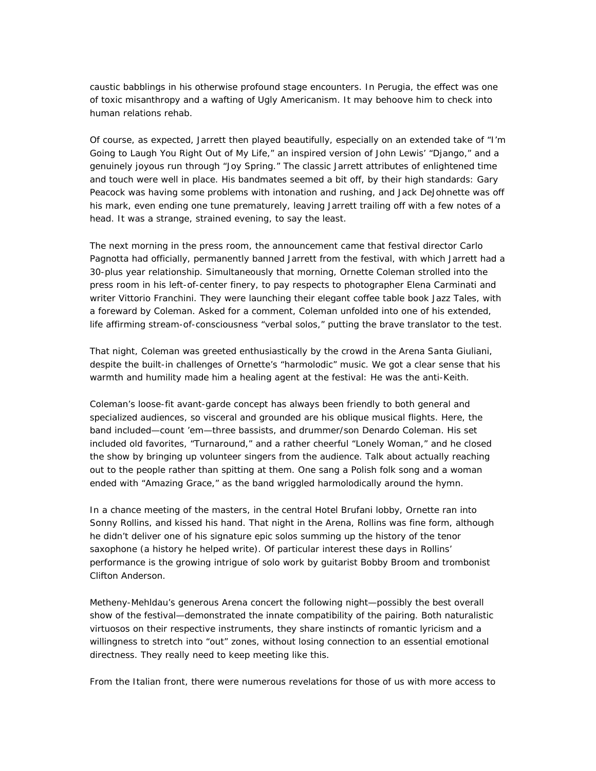caustic babblings in his otherwise profound stage encounters. In Perugia, the effect was one of toxic misanthropy and a wafting of Ugly Americanism. It may behoove him to check into human relations rehab.

Of course, as expected, Jarrett then played beautifully, especially on an extended take of "I'm Going to Laugh You Right Out of My Life," an inspired version of John Lewis' "Django," and a genuinely joyous run through "Joy Spring." The classic Jarrett attributes of enlightened time and touch were well in place. His bandmates seemed a bit off, by their high standards: Gary Peacock was having some problems with intonation and rushing, and Jack DeJohnette was off his mark, even ending one tune prematurely, leaving Jarrett trailing off with a few notes of a head. It was a strange, strained evening, to say the least.

The next morning in the press room, the announcement came that festival director Carlo Pagnotta had officially, permanently banned Jarrett from the festival, with which Jarrett had a 30-plus year relationship. Simultaneously that morning, Ornette Coleman strolled into the press room in his left-of-center finery, to pay respects to photographer Elena Carminati and writer Vittorio Franchini. They were launching their elegant coffee table book Jazz Tales, with a foreward by Coleman. Asked for a comment, Coleman unfolded into one of his extended, life affirming stream-of-consciousness "verbal solos," putting the brave translator to the test.

That night, Coleman was greeted enthusiastically by the crowd in the Arena Santa Giuliani, despite the built-in challenges of Ornette's "harmolodic" music. We got a clear sense that his warmth and humility made him a healing agent at the festival: He was the anti-Keith.

Coleman's loose-fit avant-garde concept has always been friendly to both general and specialized audiences, so visceral and grounded are his oblique musical flights. Here, the band included—count 'em—three bassists, and drummer/son Denardo Coleman. His set included old favorites, "Turnaround," and a rather cheerful "Lonely Woman," and he closed the show by bringing up volunteer singers from the audience. Talk about actually reaching out to the people rather than spitting at them. One sang a Polish folk song and a woman ended with "Amazing Grace," as the band wriggled harmolodically around the hymn.

In a chance meeting of the masters, in the central Hotel Brufani lobby, Ornette ran into Sonny Rollins, and kissed his hand. That night in the Arena, Rollins was fine form, although he didn't deliver one of his signature epic solos summing up the history of the tenor saxophone (a history he helped write). Of particular interest these days in Rollins' performance is the growing intrigue of solo work by guitarist Bobby Broom and trombonist Clifton Anderson.

Metheny-Mehldau's generous Arena concert the following night—possibly the best overall show of the festival—demonstrated the innate compatibility of the pairing. Both naturalistic virtuosos on their respective instruments, they share instincts of romantic lyricism and a willingness to stretch into "out" zones, without losing connection to an essential emotional directness. They really need to keep meeting like this.

From the Italian front, there were numerous revelations for those of us with more access to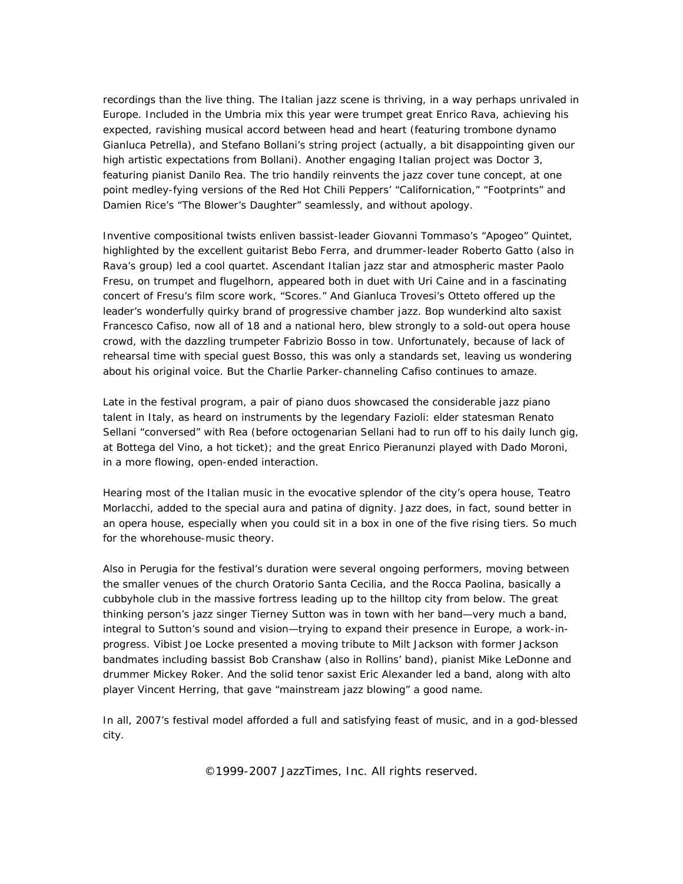recordings than the live thing. The Italian jazz scene is thriving, in a way perhaps unrivaled in Europe. Included in the Umbria mix this year were trumpet great Enrico Rava, achieving his expected, ravishing musical accord between head and heart (featuring trombone dynamo Gianluca Petrella), and Stefano Bollani's string project (actually, a bit disappointing given our high artistic expectations from Bollani). Another engaging Italian project was Doctor 3, featuring pianist Danilo Rea. The trio handily reinvents the jazz cover tune concept, at one point medley-fying versions of the Red Hot Chili Peppers' "Californication," "Footprints" and Damien Rice's "The Blower's Daughter" seamlessly, and without apology.

Inventive compositional twists enliven bassist-leader Giovanni Tommaso's "Apogeo" Quintet, highlighted by the excellent guitarist Bebo Ferra, and drummer-leader Roberto Gatto (also in Rava's group) led a cool quartet. Ascendant Italian jazz star and atmospheric master Paolo Fresu, on trumpet and flugelhorn, appeared both in duet with Uri Caine and in a fascinating concert of Fresu's film score work, "Scores." And Gianluca Trovesi's Otteto offered up the leader's wonderfully quirky brand of progressive chamber jazz. Bop wunderkind alto saxist Francesco Cafiso, now all of 18 and a national hero, blew strongly to a sold-out opera house crowd, with the dazzling trumpeter Fabrizio Bosso in tow. Unfortunately, because of lack of rehearsal time with special guest Bosso, this was only a standards set, leaving us wondering about his original voice. But the Charlie Parker-channeling Cafiso continues to amaze.

Late in the festival program, a pair of piano duos showcased the considerable jazz piano talent in Italy, as heard on instruments by the legendary Fazioli: elder statesman Renato Sellani "conversed" with Rea (before octogenarian Sellani had to run off to his daily lunch gig, at Bottega del Vino, a hot ticket); and the great Enrico Pieranunzi played with Dado Moroni, in a more flowing, open-ended interaction.

Hearing most of the Italian music in the evocative splendor of the city's opera house, Teatro Morlacchi, added to the special aura and patina of dignity. Jazz does, in fact, sound better in an opera house, especially when you could sit in a box in one of the five rising tiers. So much for the whorehouse-music theory.

Also in Perugia for the festival's duration were several ongoing performers, moving between the smaller venues of the church Oratorio Santa Cecilia, and the Rocca Paolina, basically a cubbyhole club in the massive fortress leading up to the hilltop city from below. The great thinking person's jazz singer Tierney Sutton was in town with her band—very much a band, integral to Sutton's sound and vision—trying to expand their presence in Europe, a work-in-progress. Vibist Joe Locke presented a moving tribute to Milt Jackson with former Jackson bandmates including bassist Bob Cranshaw (also in Rollins' band), pianist Mike LeDonne and drummer Mickey Roker. And the solid tenor saxist Eric Alexander led a band, along with alto player Vincent Herring, that gave "mainstream jazz blowing" a good name.

In all, 2007's festival model afforded a full and satisfying feast of music, and in a god-blessed city.

©1999-2007 JazzTimes, Inc. All rights reserved.